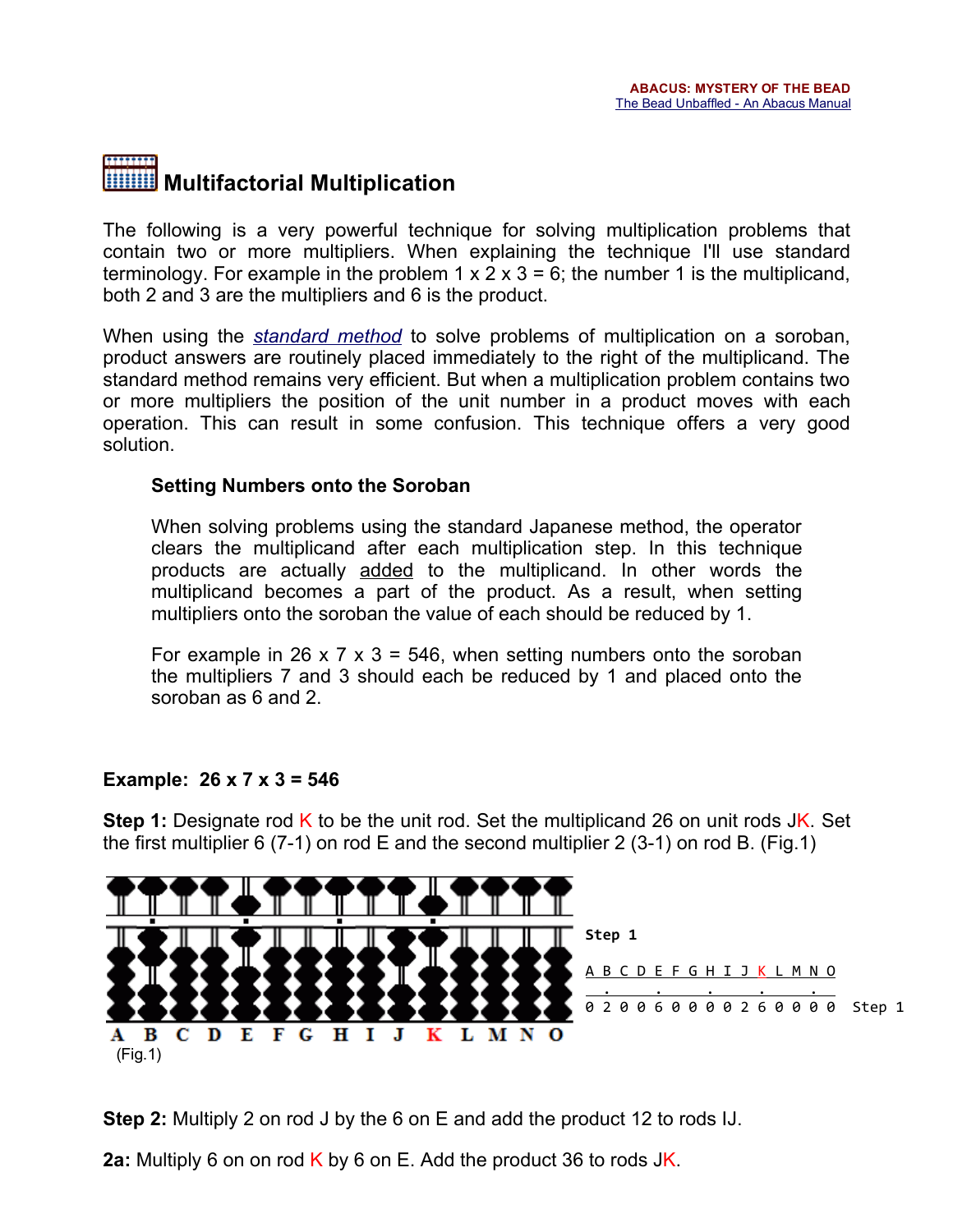# Multifactorial Multiplication

The following is a very powerful technique for solving multiplication problems that contain two or more multipliers. When explaining the technique I'll use standard terminology. For example in the problem 1 x 2 x 3 = 6; the number 1 is the multiplicand, both 2 and 3 are the multipliers and 6 is the product.

When using the *standard method* to solve problems of multiplication on a soroban, product answers are routinely placed immediately to the right of the multiplicand. The standard method remains very efficient. But when a multiplication problem contains two or more multipliers the position of the unit number in a product moves with each operation. This can result in some confusion. This technique offers a very good solution.

### Setting Numbers onto the Soroban

When solving problems using the standard Japanese method, the operator clears the multiplicand after each multiplication step. In this technique products are actually added to the multiplicand. In other words the multiplicand becomes a part of the product. As a result, when setting multipliers onto the soroban the value of each should be reduced by 1.

For example in 26 x 7 x 3 = 546, when setting numbers onto the soroban the multipliers 7 and 3 should each be reduced by 1 and placed onto the soroban as 6 and 2.

**Example: 26 x 7 x 3 = 546**

**Step 1:** Designate rod K to be the unit rod. Set the multiplicand 26 on unit rods JK. Set the first multiplier 6 (7-1) on rod E and the second multiplier 2 (3-1) on rod B. (Fig.1)

```
Step 1

A B C D E F G H I J K L M N O
  .     .     .     .     .
0 2 0 0 6 0 0 0 0 2 6 0 0 0 0   Step 1
```

(Fig.1)

**Step 2:** Multiply 2 on rod J by the 6 on E and add the product 12 to rods IJ.

**2a:** Multiply 6 on on rod K by 6 on E. Add the product 36 to rods JK.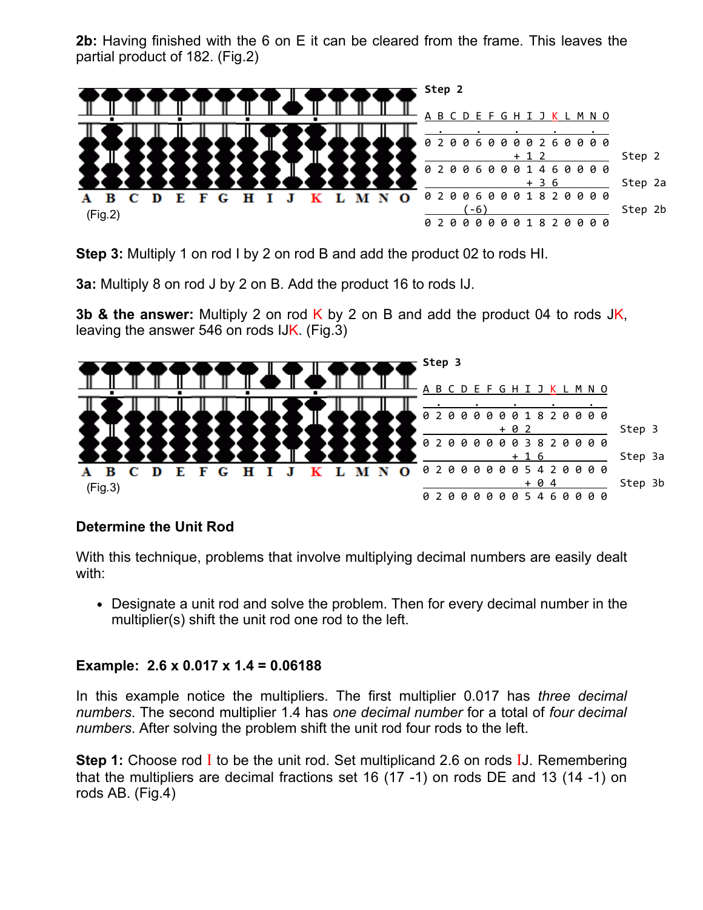**2b:** Having finished with the 6 on E it can be cleared from the frame. This leaves the partial product of 182. (Fig.2)

(Fig.2)

```
Step 2

A B C D E F G H I J K L M N O
 .     .     .     .     .
0 2 0 0 6 0 0 0 0 2 6 0 0 0 0
                + 1 2            Step 2
0 2 0 0 6 0 0 0 1 4 6 0 0 0 0
                  + 3 6          Step 2a
0 2 0 0 6 0 0 0 1 8 2 0 0 0 0
        (-6)                     Step 2b
0 2 0 0 0 0 0 0 1 8 2 0 0 0 0
```

**Step 3:** Multiply 1 on rod I by 2 on rod B and add the product 02 to rods HI.

**3a:** Multiply 8 on rod J by 2 on B. Add the product 16 to rods IJ.

**3b & the answer:** Multiply 2 on rod K by 2 on B and add the product 04 to rods JK, leaving the answer 546 on rods IJK. (Fig.3)

(Fig.3)

```
Step 3

A B C D E F G H I J K L M N O
 .     .     .     .     .
0 2 0 0 0 0 0 0 1 8 2 0 0 0 0
              + 0 2              Step 3
0 2 0 0 0 0 0 0 3 8 2 0 0 0 0
                + 1 6            Step 3a
0 2 0 0 0 0 0 0 5 4 2 0 0 0 0
                  + 0 4          Step 3b
0 2 0 0 0 0 0 0 5 4 6 0 0 0 0
```

### Determine the Unit Rod

With this technique, problems that involve multiplying decimal numbers are easily dealt with:

- Designate a unit rod and solve the problem. Then for every decimal number in the multiplier(s) shift the unit rod one rod to the left.

**Example: 2.6 x 0.017 x 1.4 = 0.06188**

In this example notice the multipliers. The first multiplier 0.017 has *three decimal numbers*. The second multiplier 1.4 has *one decimal number* for a total of *four decimal numbers*. After solving the problem shift the unit rod four rods to the left.

**Step 1:** Choose rod I to be the unit rod. Set multiplicand 2.6 on rods IJ. Remembering that the multipliers are decimal fractions set 16 (17 -1) on rods DE and 13 (14 -1) on rods AB. (Fig.4)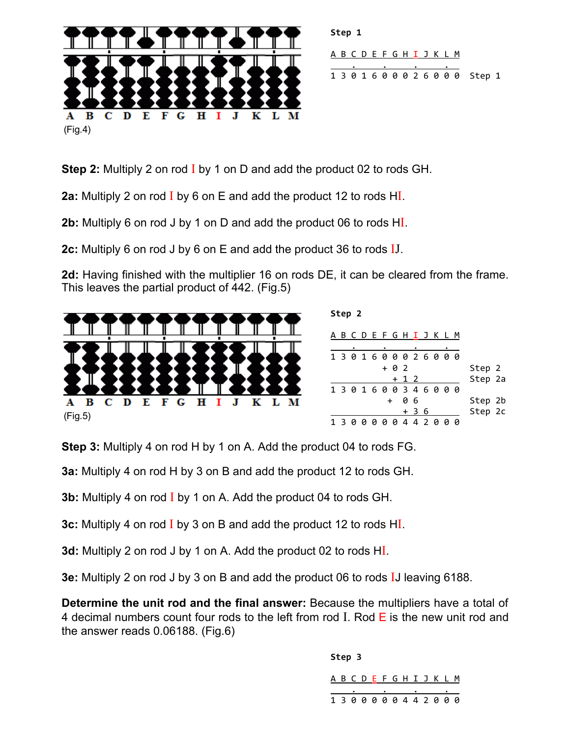(Fig.4)

**Step 1**

```
A B C D E F G H I J K L M
    .     .     .     .
1 3 0 1 6 0 0 0 2 6 0 0 0   Step 1
```

**Step 2:** Multiply 2 on rod I by 1 on D and add the product 02 to rods GH.

**2a:** Multiply 2 on rod I by 6 on E and add the product 12 to rods HI.

**2b:** Multiply 6 on rod J by 1 on D and add the product 06 to rods HI.

**2c:** Multiply 6 on rod J by 6 on E and add the product 36 to rods IJ.

**2d:** Having finished with the multiplier 16 on rods DE, it can be cleared from the frame. This leaves the partial product of 442. (Fig.5)

(Fig.5)

**Step 2**

```
A B C D E F G H I J K L M
    .     .     .     .
1 3 0 1 6 0 0 0 2 6 0 0 0
          + 0 2             Step 2
            + 1 2           Step 2a
1 3 0 1 6 0 0 3 4 6 0 0 0
          +   0 6           Step 2b
              + 3 6         Step 2c
1 3 0 0 0 0 0 4 4 2 0 0 0
```

**Step 3:** Multiply 4 on rod H by 1 on A. Add the product 04 to rods FG.

**3a:** Multiply 4 on rod H by 3 on B and add the product 12 to rods GH.

**3b:** Multiply 4 on rod I by 1 on A. Add the product 04 to rods GH.

**3c:** Multiply 4 on rod I by 3 on B and add the product 12 to rods HI.

**3d:** Multiply 2 on rod J by 1 on A. Add the product 02 to rods HI.

**3e:** Multiply 2 on rod J by 3 on B and add the product 06 to rods IJ leaving 6188.

**Determine the unit rod and the final answer:** Because the multipliers have a total of 4 decimal numbers count four rods to the left from rod I. Rod E is the new unit rod and the answer reads 0.06188. (Fig.6)

**Step 3**

```
A B C D E F G H I J K L M
    .     .     .     .
1 3 0 0 0 0 0 4 4 2 0 0 0
```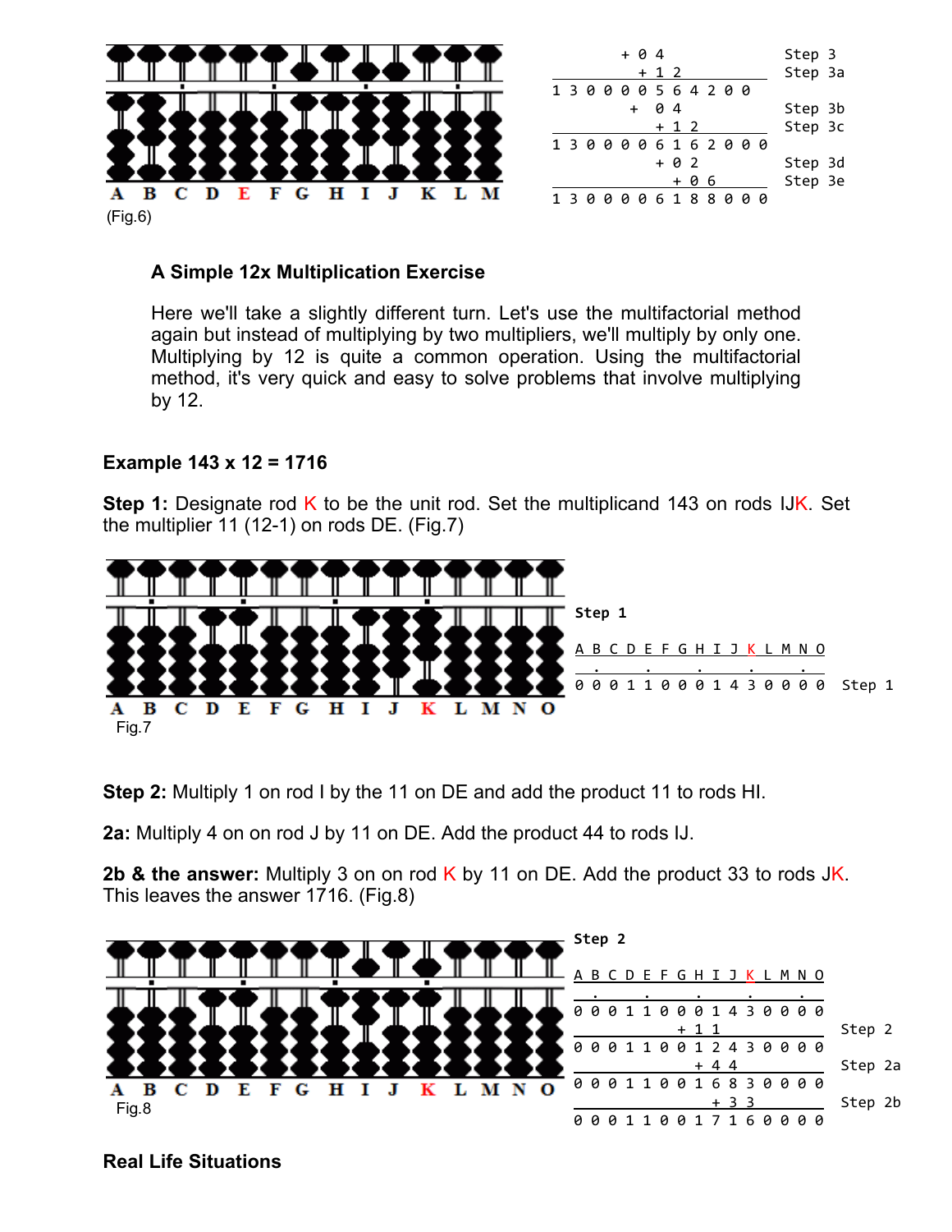```
        + 0 4            Step 3
          + 1 2          Step 3a
1 3 0 0 0 0 5 6 4 2 0 0
          +  0 4         Step 3b
              + 1 2      Step 3c
1 3 0 0 0 0 6 1 6 2 0 0 0
              + 0 2      Step 3d
                + 0 6    Step 3e
1 3 0 0 0 0 6 1 8 8 0 0 0
```

(Fig.6)

### A Simple 12x Multiplication Exercise

Here we'll take a slightly different turn. Let's use the multifactorial method again but instead of multiplying by two multipliers, we'll multiply by only one. Multiplying by 12 is quite a common operation. Using the multifactorial method, it's very quick and easy to solve problems that involve multiplying by 12.

**Example 143 x 12 = 1716**

**Step 1:** Designate rod K to be the unit rod. Set the multiplicand 143 on rods IJK. Set the multiplier 11 (12-1) on rods DE. (Fig.7)

```
Step 1

A B C D E F G H I J K L M N O
  .     .     .     .     .
0 0 0 1 1 0 0 0 1 4 3 0 0 0 0   Step 1
```

Fig.7

**Step 2:** Multiply 1 on rod I by the 11 on DE and add the product 11 to rods HI.

**2a:** Multiply 4 on on rod J by 11 on DE. Add the product 44 to rods IJ.

**2b & the answer:** Multiply 3 on on rod K by 11 on DE. Add the product 33 to rods JK. This leaves the answer 1716. (Fig.8)

```
Step 2

A B C D E F G H I J K L M N O
  .     .     .     .     .
0 0 0 1 1 0 0 0 1 4 3 0 0 0 0
              + 1 1             Step 2
0 0 0 1 1 0 0 1 2 4 3 0 0 0 0
                + 4 4           Step 2a
0 0 0 1 1 0 0 1 6 8 3 0 0 0 0
                  + 3 3         Step 2b
0 0 0 1 1 0 0 1 7 1 6 0 0 0 0
```

Fig.8

### Real Life Situations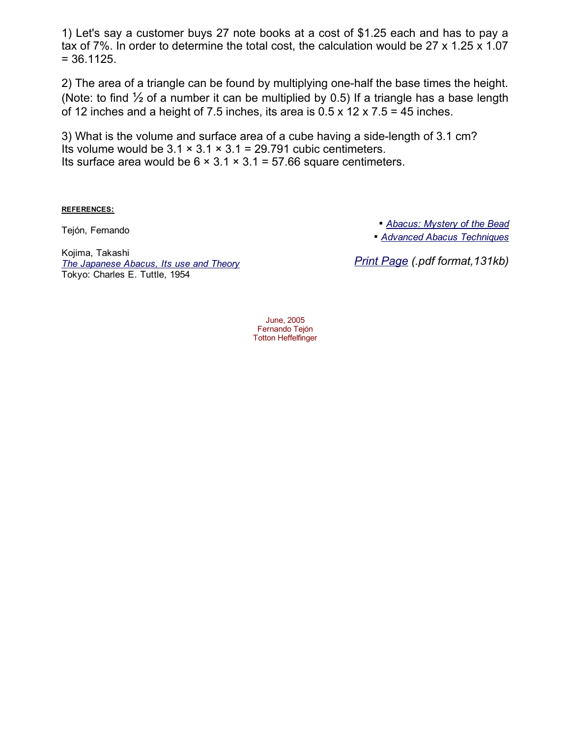1) Let's say a customer buys 27 note books at a cost of $1.25 each and has to pay a tax of 7%. In order to determine the total cost, the calculation would be $27 \times 1.25 \times 1.07 = 36.1125$.

2) The area of a triangle can be found by multiplying one-half the base times the height. (Note: to find ½ of a number it can be multiplied by 0.5) If a triangle has a base length of 12 inches and a height of 7.5 inches, its area is $0.5 \times 12 \times 7.5 = 45$ inches.

3) What is the volume and surface area of a cube having a side-length of 3.1 cm?
Its volume would be $3.1 \times 3.1 \times 3.1 = 29.791$ cubic centimeters.
Its surface area would be $6 \times 3.1 \times 3.1 = 57.66$ square centimeters.

**REFERENCES:**

Tejón, Fernando

- *Abacus: Mystery of the Bead*
- *Advanced Abacus Techniques*

Kojima, Takashi
*The Japanese Abacus, Its use and Theory*
Tokyo: Charles E. Tuttle, 1954

*Print Page (.pdf format,131kb)*

June, 2005
Fernando Tejón
Totton Heffelfinger